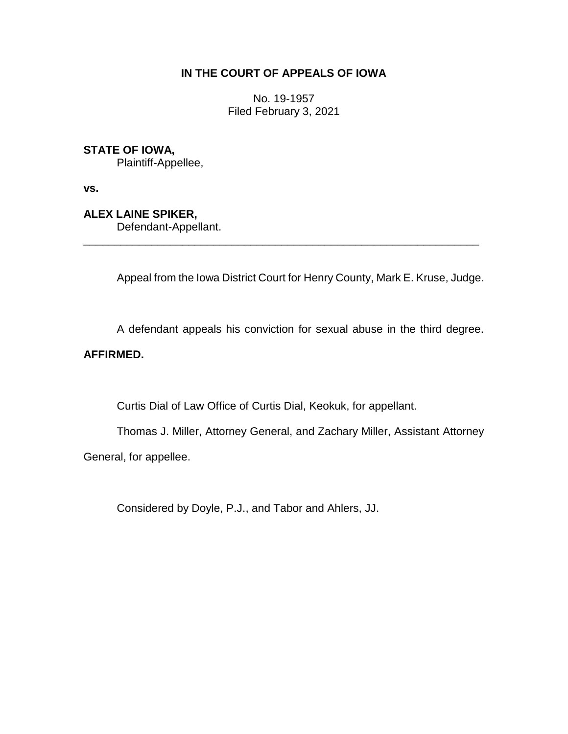# IN THE COURT OF APPEALS OF IOWA

No. 19-1957
Filed February 3, 2021

**STATE OF IOWA,**
Plaintiff-Appellee,

**vs.**

**ALEX LAINE SPIKER,**
Defendant-Appellant.

---

Appeal from the Iowa District Court for Henry County, Mark E. Kruse, Judge.

A defendant appeals his conviction for sexual abuse in the third degree. **AFFIRMED.**

Curtis Dial of Law Office of Curtis Dial, Keokuk, for appellant.

Thomas J. Miller, Attorney General, and Zachary Miller, Assistant Attorney General, for appellee.

Considered by Doyle, P.J., and Tabor and Ahlers, JJ.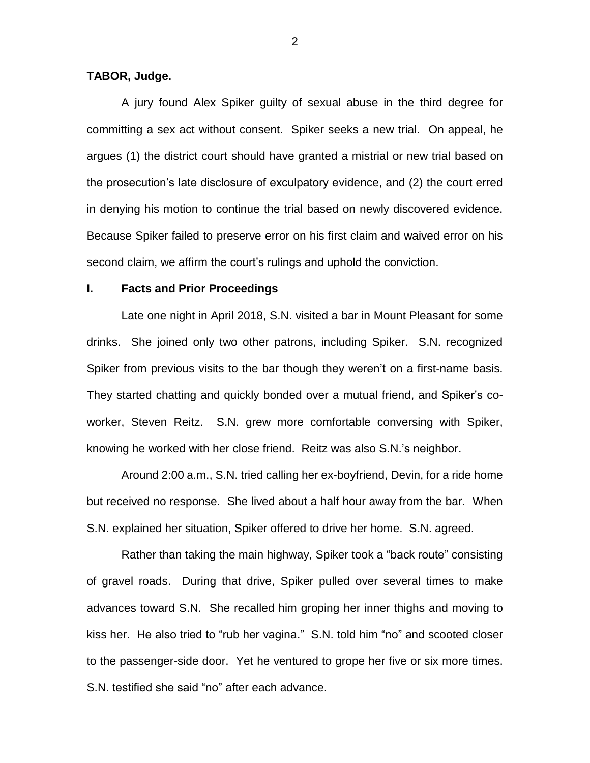**TABOR, Judge.**

A jury found Alex Spiker guilty of sexual abuse in the third degree for committing a sex act without consent. Spiker seeks a new trial. On appeal, he argues (1) the district court should have granted a mistrial or new trial based on the prosecution's late disclosure of exculpatory evidence, and (2) the court erred in denying his motion to continue the trial based on newly discovered evidence. Because Spiker failed to preserve error on his first claim and waived error on his second claim, we affirm the court's rulings and uphold the conviction.

## I. Facts and Prior Proceedings

Late one night in April 2018, S.N. visited a bar in Mount Pleasant for some drinks. She joined only two other patrons, including Spiker. S.N. recognized Spiker from previous visits to the bar though they weren't on a first-name basis. They started chatting and quickly bonded over a mutual friend, and Spiker's co-worker, Steven Reitz. S.N. grew more comfortable conversing with Spiker, knowing he worked with her close friend. Reitz was also S.N.'s neighbor.

Around 2:00 a.m., S.N. tried calling her ex-boyfriend, Devin, for a ride home but received no response. She lived about a half hour away from the bar. When S.N. explained her situation, Spiker offered to drive her home. S.N. agreed.

Rather than taking the main highway, Spiker took a "back route" consisting of gravel roads. During that drive, Spiker pulled over several times to make advances toward S.N. She recalled him groping her inner thighs and moving to kiss her. He also tried to "rub her vagina." S.N. told him "no" and scooted closer to the passenger-side door. Yet he ventured to grope her five or six more times. S.N. testified she said "no" after each advance.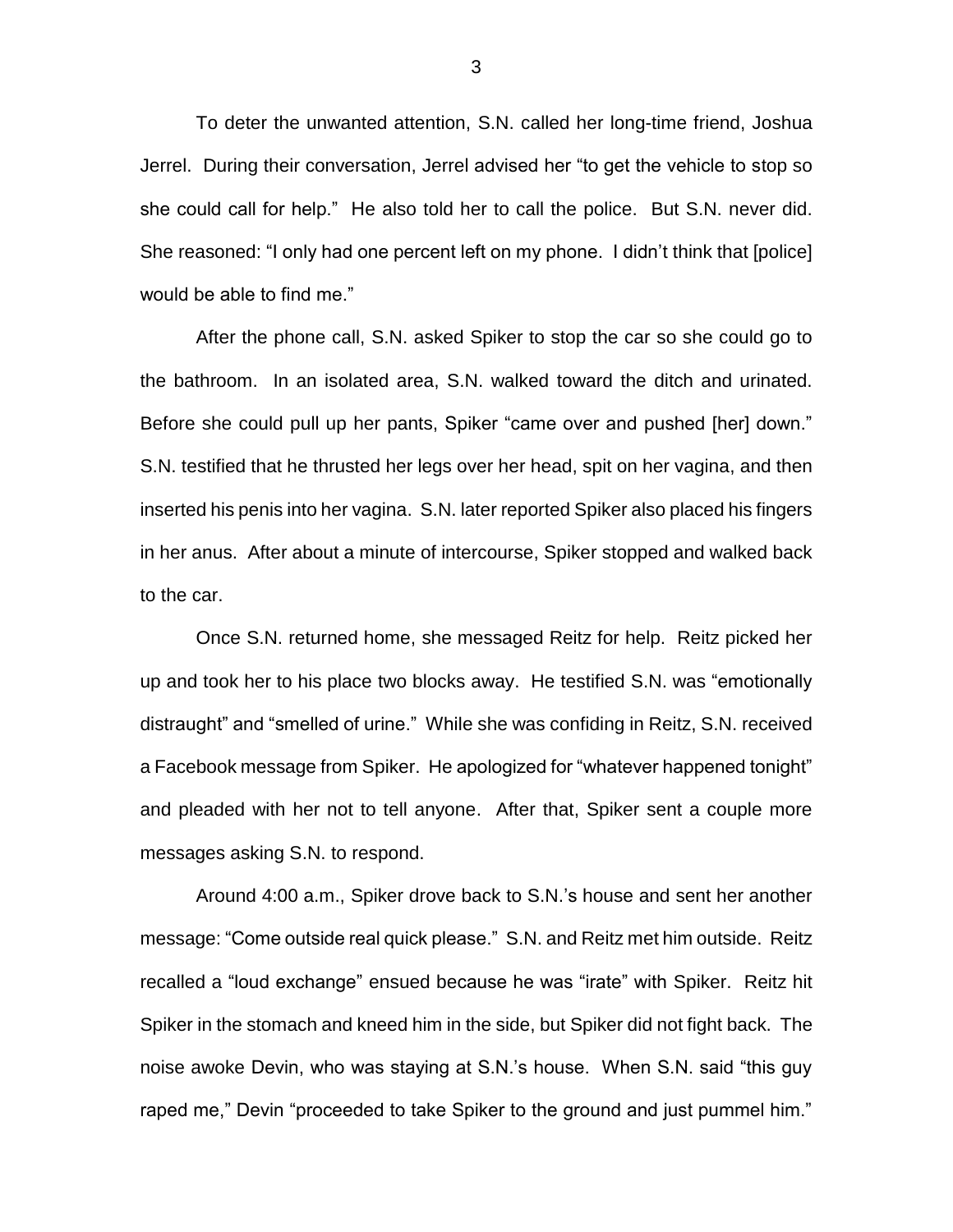To deter the unwanted attention, S.N. called her long-time friend, Joshua Jerrel. During their conversation, Jerrel advised her "to get the vehicle to stop so she could call for help." He also told her to call the police. But S.N. never did. She reasoned: "I only had one percent left on my phone. I didn't think that [police] would be able to find me."

After the phone call, S.N. asked Spiker to stop the car so she could go to the bathroom. In an isolated area, S.N. walked toward the ditch and urinated. Before she could pull up her pants, Spiker "came over and pushed [her] down." S.N. testified that he thrusted her legs over her head, spit on her vagina, and then inserted his penis into her vagina. S.N. later reported Spiker also placed his fingers in her anus. After about a minute of intercourse, Spiker stopped and walked back to the car.

Once S.N. returned home, she messaged Reitz for help. Reitz picked her up and took her to his place two blocks away. He testified S.N. was "emotionally distraught" and "smelled of urine." While she was confiding in Reitz, S.N. received a Facebook message from Spiker. He apologized for "whatever happened tonight" and pleaded with her not to tell anyone. After that, Spiker sent a couple more messages asking S.N. to respond.

Around 4:00 a.m., Spiker drove back to S.N.'s house and sent her another message: "Come outside real quick please." S.N. and Reitz met him outside. Reitz recalled a "loud exchange" ensued because he was "irate" with Spiker. Reitz hit Spiker in the stomach and kneed him in the side, but Spiker did not fight back. The noise awoke Devin, who was staying at S.N.'s house. When S.N. said "this guy raped me," Devin "proceeded to take Spiker to the ground and just pummel him."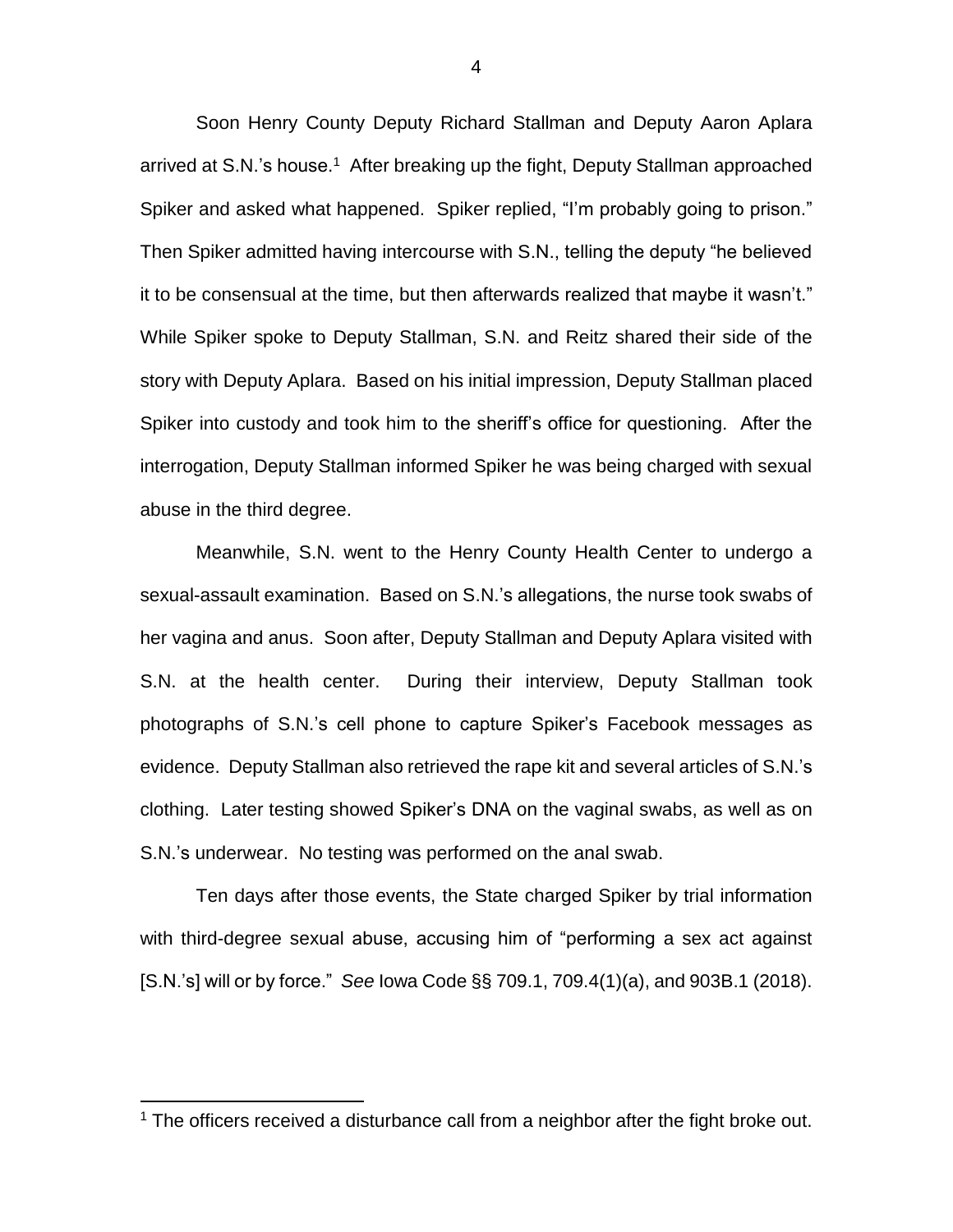Soon Henry County Deputy Richard Stallman and Deputy Aaron Aplara arrived at S.N.'s house.[1] After breaking up the fight, Deputy Stallman approached Spiker and asked what happened. Spiker replied, "I'm probably going to prison." Then Spiker admitted having intercourse with S.N., telling the deputy "he believed it to be consensual at the time, but then afterwards realized that maybe it wasn't." While Spiker spoke to Deputy Stallman, S.N. and Reitz shared their side of the story with Deputy Aplara. Based on his initial impression, Deputy Stallman placed Spiker into custody and took him to the sheriff's office for questioning. After the interrogation, Deputy Stallman informed Spiker he was being charged with sexual abuse in the third degree.

Meanwhile, S.N. went to the Henry County Health Center to undergo a sexual-assault examination. Based on S.N.'s allegations, the nurse took swabs of her vagina and anus. Soon after, Deputy Stallman and Deputy Aplara visited with S.N. at the health center. During their interview, Deputy Stallman took photographs of S.N.'s cell phone to capture Spiker's Facebook messages as evidence. Deputy Stallman also retrieved the rape kit and several articles of S.N.'s clothing. Later testing showed Spiker's DNA on the vaginal swabs, as well as on S.N.'s underwear. No testing was performed on the anal swab.

Ten days after those events, the State charged Spiker by trial information with third-degree sexual abuse, accusing him of "performing a sex act against [S.N.'s] will or by force." *See* Iowa Code §§ 709.1, 709.4(1)(a), and 903B.1 (2018).

---

[1] The officers received a disturbance call from a neighbor after the fight broke out.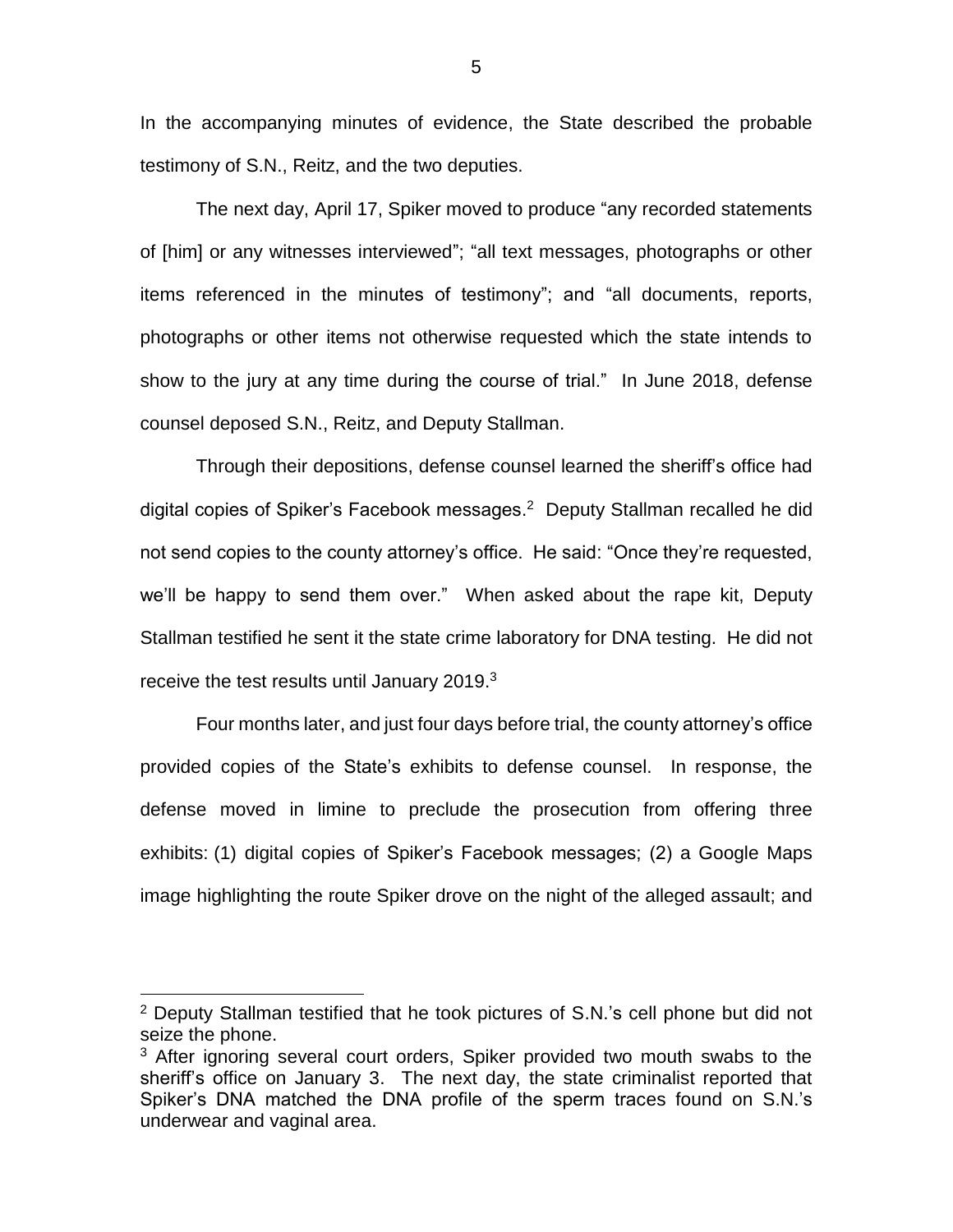In the accompanying minutes of evidence, the State described the probable testimony of S.N., Reitz, and the two deputies.

The next day, April 17, Spiker moved to produce "any recorded statements of [him] or any witnesses interviewed"; "all text messages, photographs or other items referenced in the minutes of testimony"; and "all documents, reports, photographs or other items not otherwise requested which the state intends to show to the jury at any time during the course of trial." In June 2018, defense counsel deposed S.N., Reitz, and Deputy Stallman.

Through their depositions, defense counsel learned the sheriff's office had digital copies of Spiker's Facebook messages.[2] Deputy Stallman recalled he did not send copies to the county attorney's office. He said: "Once they're requested, we'll be happy to send them over." When asked about the rape kit, Deputy Stallman testified he sent it the state crime laboratory for DNA testing. He did not receive the test results until January 2019.[3]

Four months later, and just four days before trial, the county attorney's office provided copies of the State's exhibits to defense counsel. In response, the defense moved in limine to preclude the prosecution from offering three exhibits: (1) digital copies of Spiker's Facebook messages; (2) a Google Maps image highlighting the route Spiker drove on the night of the alleged assault; and

---

[2] Deputy Stallman testified that he took pictures of S.N.'s cell phone but did not seize the phone.

[3] After ignoring several court orders, Spiker provided two mouth swabs to the sheriff's office on January 3. The next day, the state criminalist reported that Spiker's DNA matched the DNA profile of the sperm traces found on S.N.'s underwear and vaginal area.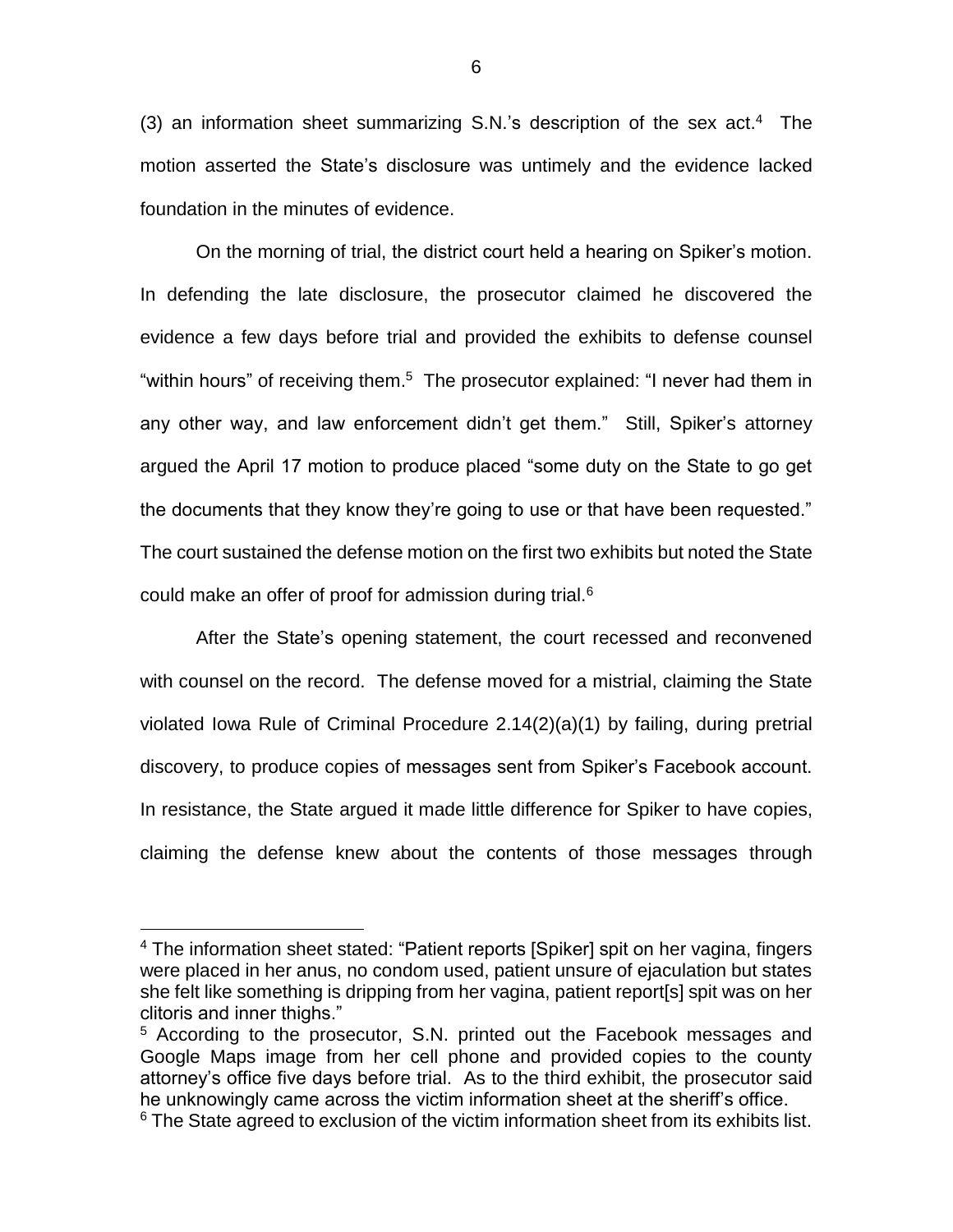(3) an information sheet summarizing S.N.'s description of the sex act.[4] The motion asserted the State's disclosure was untimely and the evidence lacked foundation in the minutes of evidence.

On the morning of trial, the district court held a hearing on Spiker's motion. In defending the late disclosure, the prosecutor claimed he discovered the evidence a few days before trial and provided the exhibits to defense counsel "within hours" of receiving them.[5] The prosecutor explained: "I never had them in any other way, and law enforcement didn't get them." Still, Spiker's attorney argued the April 17 motion to produce placed "some duty on the State to go get the documents that they know they're going to use or that have been requested." The court sustained the defense motion on the first two exhibits but noted the State could make an offer of proof for admission during trial.[6]

After the State's opening statement, the court recessed and reconvened with counsel on the record. The defense moved for a mistrial, claiming the State violated Iowa Rule of Criminal Procedure 2.14(2)(a)(1) by failing, during pretrial discovery, to produce copies of messages sent from Spiker's Facebook account. In resistance, the State argued it made little difference for Spiker to have copies, claiming the defense knew about the contents of those messages through

---

[4] The information sheet stated: "Patient reports [Spiker] spit on her vagina, fingers were placed in her anus, no condom used, patient unsure of ejaculation but states she felt like something is dripping from her vagina, patient report[s] spit was on her clitoris and inner thighs."

[5] According to the prosecutor, S.N. printed out the Facebook messages and Google Maps image from her cell phone and provided copies to the county attorney's office five days before trial. As to the third exhibit, the prosecutor said he unknowingly came across the victim information sheet at the sheriff's office.

[6] The State agreed to exclusion of the victim information sheet from its exhibits list.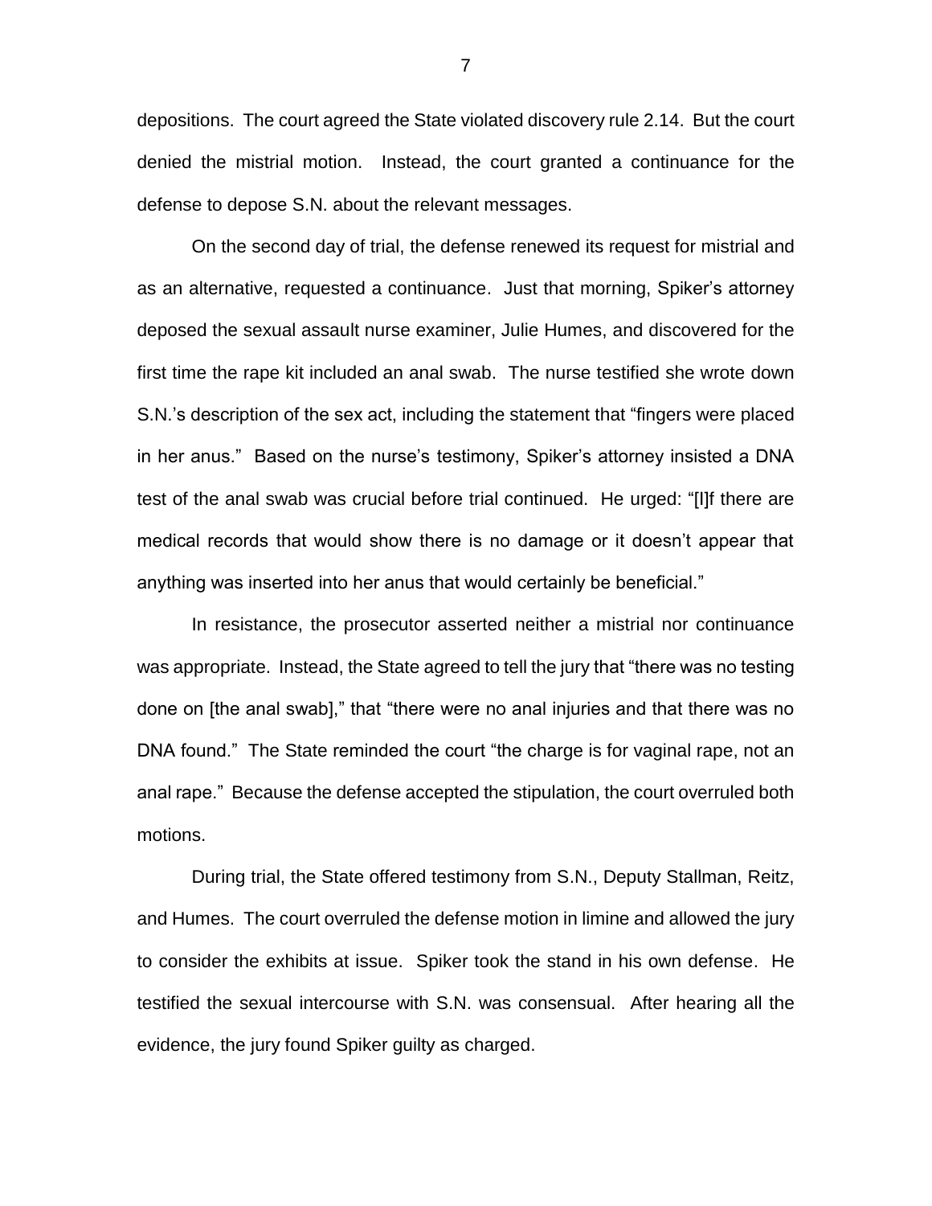depositions. The court agreed the State violated discovery rule 2.14. But the court denied the mistrial motion. Instead, the court granted a continuance for the defense to depose S.N. about the relevant messages.

On the second day of trial, the defense renewed its request for mistrial and as an alternative, requested a continuance. Just that morning, Spiker's attorney deposed the sexual assault nurse examiner, Julie Humes, and discovered for the first time the rape kit included an anal swab. The nurse testified she wrote down S.N.'s description of the sex act, including the statement that "fingers were placed in her anus." Based on the nurse's testimony, Spiker's attorney insisted a DNA test of the anal swab was crucial before trial continued. He urged: "[I]f there are medical records that would show there is no damage or it doesn't appear that anything was inserted into her anus that would certainly be beneficial."

In resistance, the prosecutor asserted neither a mistrial nor continuance was appropriate. Instead, the State agreed to tell the jury that "there was no testing done on [the anal swab]," that "there were no anal injuries and that there was no DNA found." The State reminded the court "the charge is for vaginal rape, not an anal rape." Because the defense accepted the stipulation, the court overruled both motions.

During trial, the State offered testimony from S.N., Deputy Stallman, Reitz, and Humes. The court overruled the defense motion in limine and allowed the jury to consider the exhibits at issue. Spiker took the stand in his own defense. He testified the sexual intercourse with S.N. was consensual. After hearing all the evidence, the jury found Spiker guilty as charged.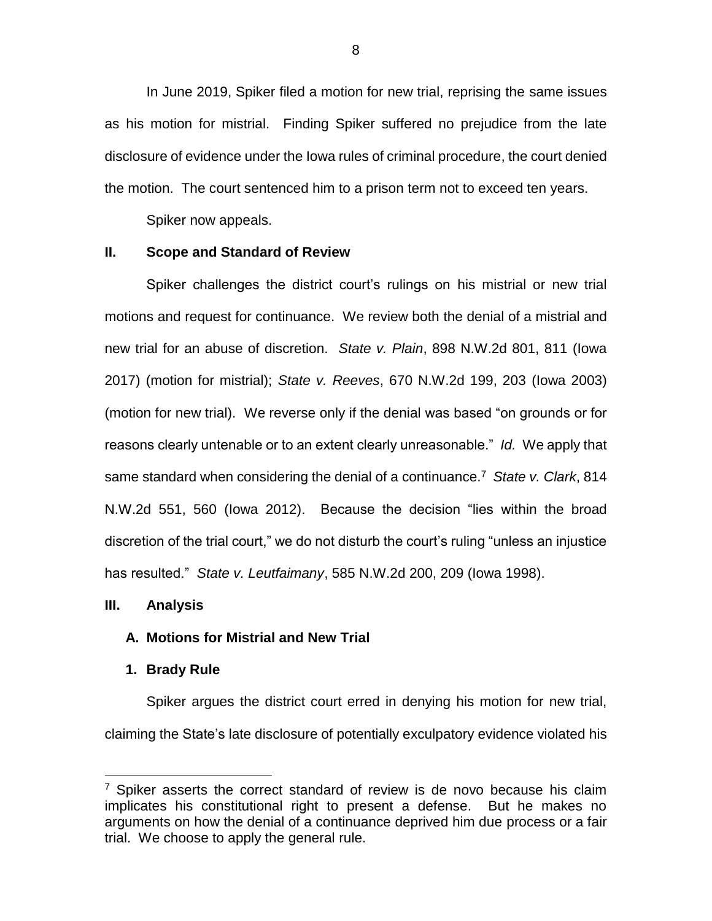In June 2019, Spiker filed a motion for new trial, reprising the same issues as his motion for mistrial. Finding Spiker suffered no prejudice from the late disclosure of evidence under the Iowa rules of criminal procedure, the court denied the motion. The court sentenced him to a prison term not to exceed ten years.

Spiker now appeals.

## II. Scope and Standard of Review

Spiker challenges the district court's rulings on his mistrial or new trial motions and request for continuance. We review both the denial of a mistrial and new trial for an abuse of discretion. *State v. Plain*, 898 N.W.2d 801, 811 (Iowa 2017) (motion for mistrial); *State v. Reeves*, 670 N.W.2d 199, 203 (Iowa 2003) (motion for new trial). We reverse only if the denial was based "on grounds or for reasons clearly untenable or to an extent clearly unreasonable." *Id.* We apply that same standard when considering the denial of a continuance.[7] *State v. Clark*, 814 N.W.2d 551, 560 (Iowa 2012). Because the decision "lies within the broad discretion of the trial court," we do not disturb the court's ruling "unless an injustice has resulted." *State v. Leutfaimany*, 585 N.W.2d 200, 209 (Iowa 1998).

## III. Analysis

### A. Motions for Mistrial and New Trial

#### 1. Brady Rule

Spiker argues the district court erred in denying his motion for new trial, claiming the State's late disclosure of potentially exculpatory evidence violated his

[7] Spiker asserts the correct standard of review is de novo because his claim implicates his constitutional right to present a defense. But he makes no arguments on how the denial of a continuance deprived him due process or a fair trial. We choose to apply the general rule.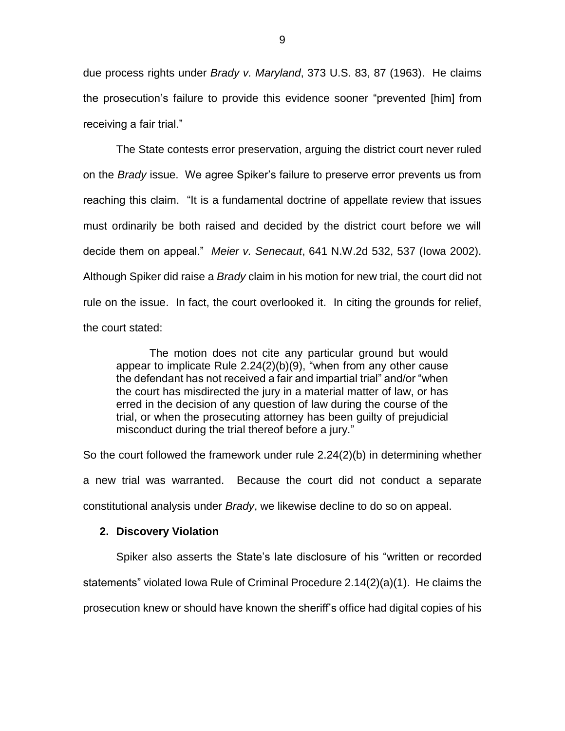due process rights under *Brady v. Maryland*, 373 U.S. 83, 87 (1963). He claims the prosecution's failure to provide this evidence sooner "prevented [him] from receiving a fair trial."

The State contests error preservation, arguing the district court never ruled on the *Brady* issue. We agree Spiker's failure to preserve error prevents us from reaching this claim. "It is a fundamental doctrine of appellate review that issues must ordinarily be both raised and decided by the district court before we will decide them on appeal." *Meier v. Senecaut*, 641 N.W.2d 532, 537 (Iowa 2002). Although Spiker did raise a *Brady* claim in his motion for new trial, the court did not rule on the issue. In fact, the court overlooked it. In citing the grounds for relief, the court stated:

> The motion does not cite any particular ground but would appear to implicate Rule 2.24(2)(b)(9), "when from any other cause the defendant has not received a fair and impartial trial" and/or "when the court has misdirected the jury in a material matter of law, or has erred in the decision of any question of law during the course of the trial, or when the prosecuting attorney has been guilty of prejudicial misconduct during the trial thereof before a jury."

So the court followed the framework under rule 2.24(2)(b) in determining whether a new trial was warranted. Because the court did not conduct a separate constitutional analysis under *Brady*, we likewise decline to do so on appeal.

### 2. Discovery Violation

Spiker also asserts the State's late disclosure of his "written or recorded statements" violated Iowa Rule of Criminal Procedure 2.14(2)(a)(1). He claims the prosecution knew or should have known the sheriff's office had digital copies of his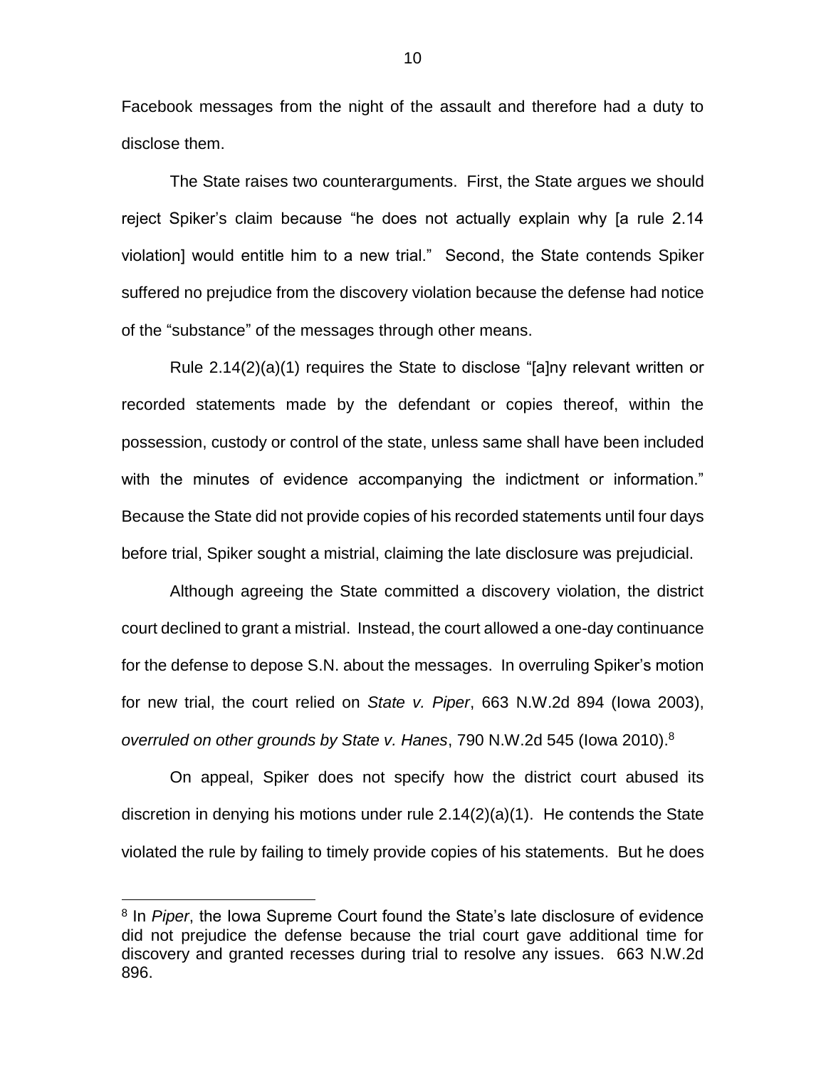Facebook messages from the night of the assault and therefore had a duty to disclose them.

The State raises two counterarguments. First, the State argues we should reject Spiker's claim because "he does not actually explain why [a rule 2.14 violation] would entitle him to a new trial." Second, the State contends Spiker suffered no prejudice from the discovery violation because the defense had notice of the "substance" of the messages through other means.

Rule 2.14(2)(a)(1) requires the State to disclose "[a]ny relevant written or recorded statements made by the defendant or copies thereof, within the possession, custody or control of the state, unless same shall have been included with the minutes of evidence accompanying the indictment or information." Because the State did not provide copies of his recorded statements until four days before trial, Spiker sought a mistrial, claiming the late disclosure was prejudicial.

Although agreeing the State committed a discovery violation, the district court declined to grant a mistrial. Instead, the court allowed a one-day continuance for the defense to depose S.N. about the messages. In overruling Spiker's motion for new trial, the court relied on *State v. Piper*, 663 N.W.2d 894 (Iowa 2003), *overruled on other grounds by State v. Hanes*, 790 N.W.2d 545 (Iowa 2010).[8]

On appeal, Spiker does not specify how the district court abused its discretion in denying his motions under rule 2.14(2)(a)(1). He contends the State violated the rule by failing to timely provide copies of his statements. But he does

---

[8] In *Piper*, the Iowa Supreme Court found the State's late disclosure of evidence did not prejudice the defense because the trial court gave additional time for discovery and granted recesses during trial to resolve any issues. 663 N.W.2d 896.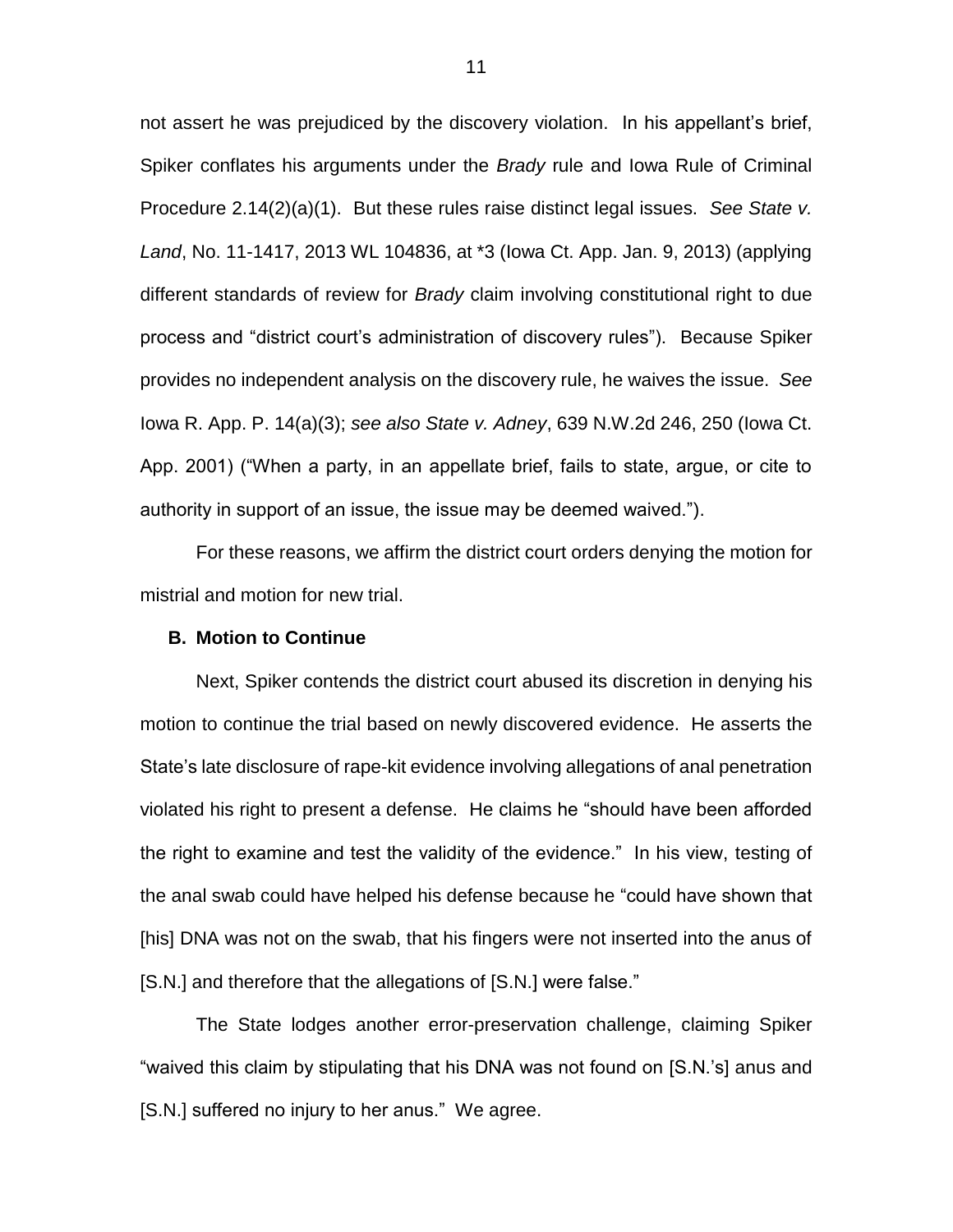not assert he was prejudiced by the discovery violation. In his appellant's brief, Spiker conflates his arguments under the *Brady* rule and Iowa Rule of Criminal Procedure 2.14(2)(a)(1). But these rules raise distinct legal issues. *See State v. Land*, No. 11-1417, 2013 WL 104836, at *3 (Iowa Ct. App. Jan. 9, 2013) (applying different standards of review for *Brady* claim involving constitutional right to due process and "district court's administration of discovery rules"). Because Spiker provides no independent analysis on the discovery rule, he waives the issue. *See* Iowa R. App. P. 14(a)(3); *see also State v. Adney*, 639 N.W.2d 246, 250 (Iowa Ct. App. 2001) ("When a party, in an appellate brief, fails to state, argue, or cite to authority in support of an issue, the issue may be deemed waived.").

For these reasons, we affirm the district court orders denying the motion for mistrial and motion for new trial.

### B. Motion to Continue

Next, Spiker contends the district court abused its discretion in denying his motion to continue the trial based on newly discovered evidence. He asserts the State's late disclosure of rape-kit evidence involving allegations of anal penetration violated his right to present a defense. He claims he "should have been afforded the right to examine and test the validity of the evidence." In his view, testing of the anal swab could have helped his defense because he "could have shown that [his] DNA was not on the swab, that his fingers were not inserted into the anus of [S.N.] and therefore that the allegations of [S.N.] were false."

The State lodges another error-preservation challenge, claiming Spiker "waived this claim by stipulating that his DNA was not found on [S.N.'s] anus and [S.N.] suffered no injury to her anus." We agree.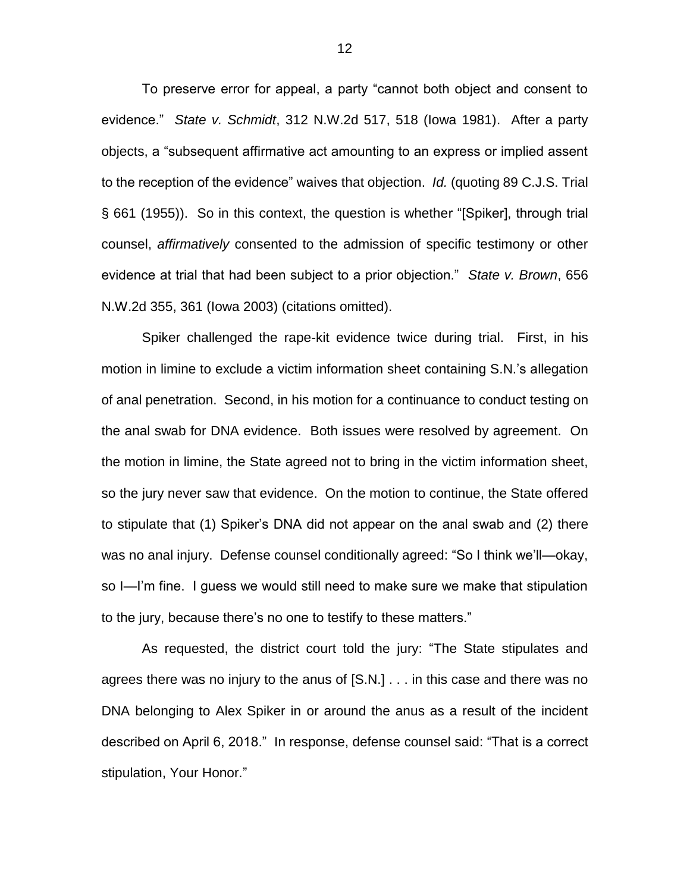To preserve error for appeal, a party "cannot both object and consent to evidence." *State v. Schmidt*, 312 N.W.2d 517, 518 (Iowa 1981). After a party objects, a "subsequent affirmative act amounting to an express or implied assent to the reception of the evidence" waives that objection. *Id.* (quoting 89 C.J.S. Trial § 661 (1955)). So in this context, the question is whether "[Spiker], through trial counsel, *affirmatively* consented to the admission of specific testimony or other evidence at trial that had been subject to a prior objection." *State v. Brown*, 656 N.W.2d 355, 361 (Iowa 2003) (citations omitted).

Spiker challenged the rape-kit evidence twice during trial. First, in his motion in limine to exclude a victim information sheet containing S.N.'s allegation of anal penetration. Second, in his motion for a continuance to conduct testing on the anal swab for DNA evidence. Both issues were resolved by agreement. On the motion in limine, the State agreed not to bring in the victim information sheet, so the jury never saw that evidence. On the motion to continue, the State offered to stipulate that (1) Spiker's DNA did not appear on the anal swab and (2) there was no anal injury. Defense counsel conditionally agreed: "So I think we'll—okay, so I—I'm fine. I guess we would still need to make sure we make that stipulation to the jury, because there's no one to testify to these matters."

As requested, the district court told the jury: "The State stipulates and agrees there was no injury to the anus of [S.N.] . . . in this case and there was no DNA belonging to Alex Spiker in or around the anus as a result of the incident described on April 6, 2018." In response, defense counsel said: "That is a correct stipulation, Your Honor."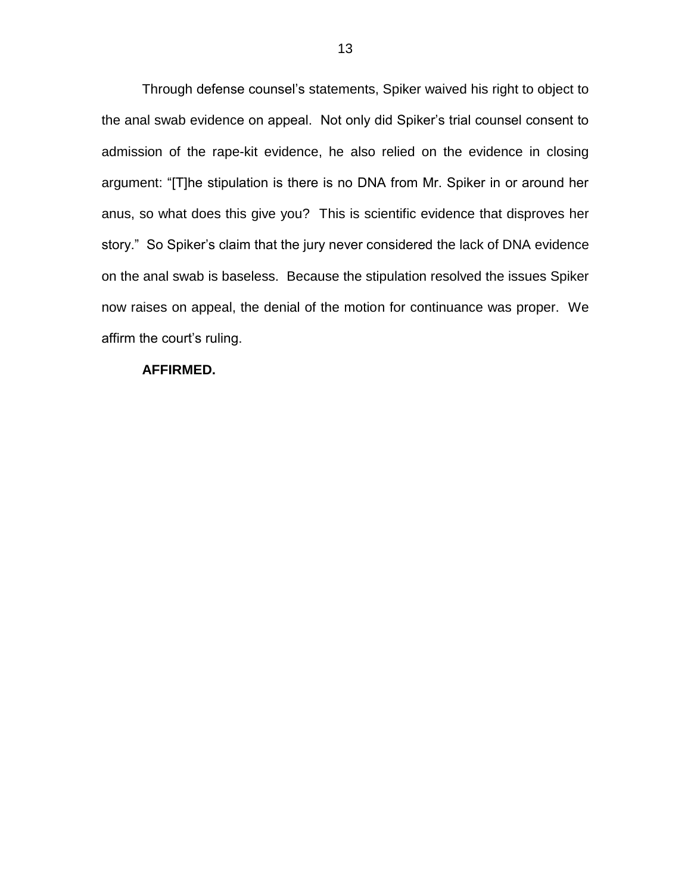Through defense counsel's statements, Spiker waived his right to object to the anal swab evidence on appeal. Not only did Spiker's trial counsel consent to admission of the rape-kit evidence, he also relied on the evidence in closing argument: "[T]he stipulation is there is no DNA from Mr. Spiker in or around her anus, so what does this give you? This is scientific evidence that disproves her story." So Spiker's claim that the jury never considered the lack of DNA evidence on the anal swab is baseless. Because the stipulation resolved the issues Spiker now raises on appeal, the denial of the motion for continuance was proper. We affirm the court's ruling.

**AFFIRMED.**